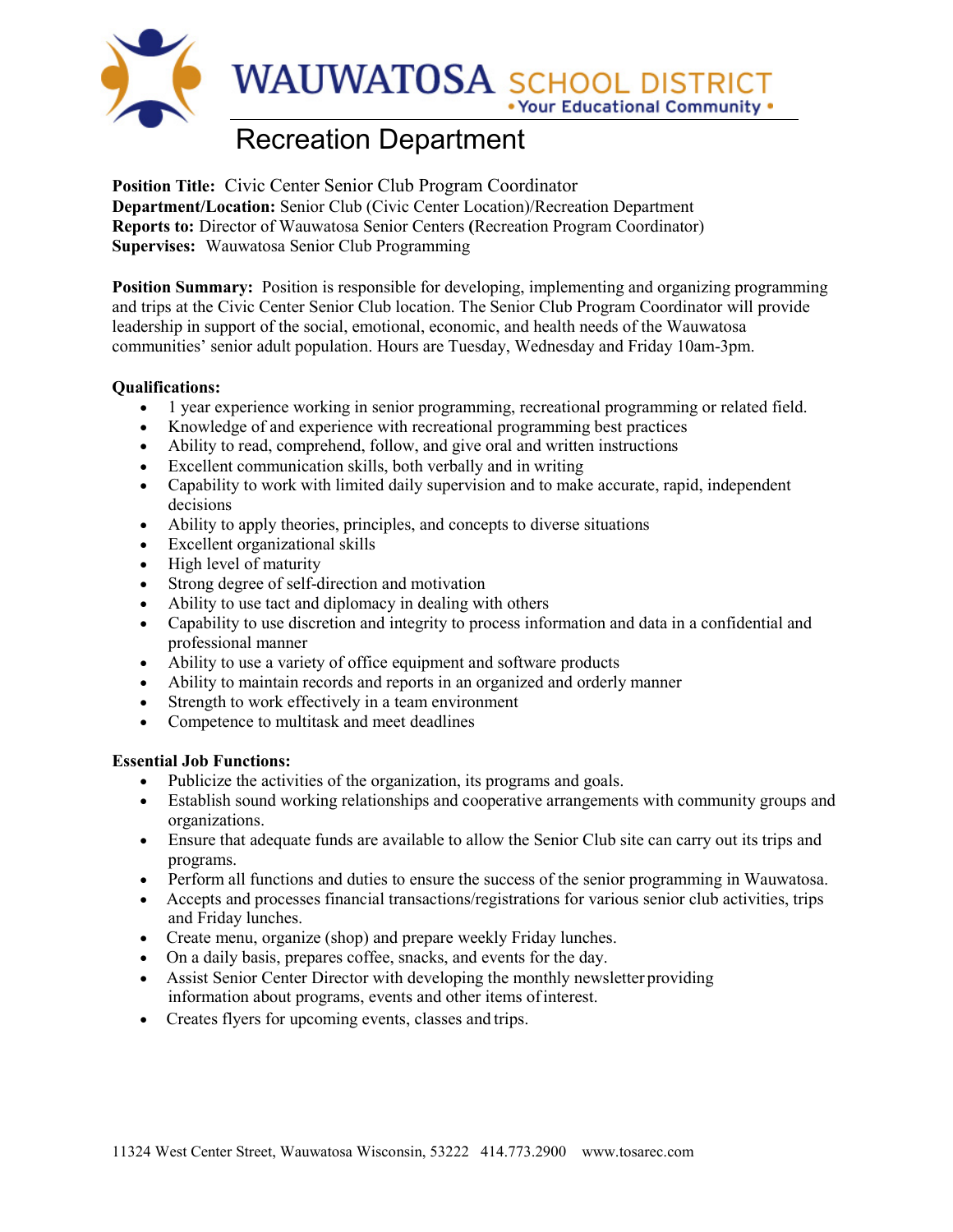# WAUWATOSA SCHOOL DISTRICT

• Your Educational Community •

## Recreation Department

**Position Title:** Civic Center Senior Club Program Coordinator
**Department/Location:** Senior Club (Civic Center Location)/Recreation Department
**Reports to:** Director of Wauwatosa Senior Centers **(**Recreation Program Coordinator)
**Supervises:** Wauwatosa Senior Club Programming

**Position Summary:** Position is responsible for developing, implementing and organizing programming and trips at the Civic Center Senior Club location. The Senior Club Program Coordinator will provide leadership in support of the social, emotional, economic, and health needs of the Wauwatosa communities' senior adult population. Hours are Tuesday, Wednesday and Friday 10am-3pm.

**Qualifications:**

- 1 year experience working in senior programming, recreational programming or related field.
- Knowledge of and experience with recreational programming best practices
- Ability to read, comprehend, follow, and give oral and written instructions
- Excellent communication skills, both verbally and in writing
- Capability to work with limited daily supervision and to make accurate, rapid, independent decisions
- Ability to apply theories, principles, and concepts to diverse situations
- Excellent organizational skills
- High level of maturity
- Strong degree of self-direction and motivation
- Ability to use tact and diplomacy in dealing with others
- Capability to use discretion and integrity to process information and data in a confidential and professional manner
- Ability to use a variety of office equipment and software products
- Ability to maintain records and reports in an organized and orderly manner
- Strength to work effectively in a team environment
- Competence to multitask and meet deadlines

**Essential Job Functions:**

- Publicize the activities of the organization, its programs and goals.
- Establish sound working relationships and cooperative arrangements with community groups and organizations.
- Ensure that adequate funds are available to allow the Senior Club site can carry out its trips and programs.
- Perform all functions and duties to ensure the success of the senior programming in Wauwatosa.
- Accepts and processes financial transactions/registrations for various senior club activities, trips and Friday lunches.
- Create menu, organize (shop) and prepare weekly Friday lunches.
- On a daily basis, prepares coffee, snacks, and events for the day.
- Assist Senior Center Director with developing the monthly newsletter providing information about programs, events and other items of interest.
- Creates flyers for upcoming events, classes and trips.

11324 West Center Street, Wauwatosa Wisconsin, 53222 414.773.2900 www.tosarec.com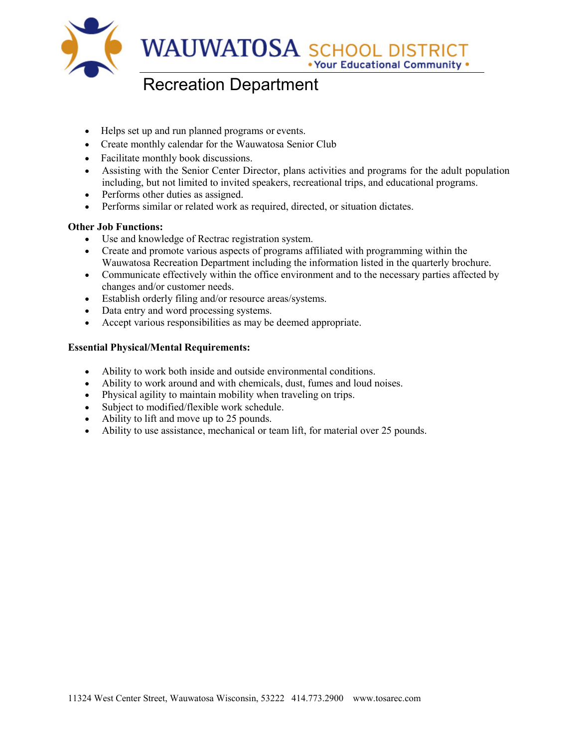- Helps set up and run planned programs or events.
- Create monthly calendar for the Wauwatosa Senior Club
- Facilitate monthly book discussions.
- Assisting with the Senior Center Director, plans activities and programs for the adult population including, but not limited to invited speakers, recreational trips, and educational programs.
- Performs other duties as assigned.
- Performs similar or related work as required, directed, or situation dictates.

**Other Job Functions:**

- Use and knowledge of Rectrac registration system.
- Create and promote various aspects of programs affiliated with programming within the Wauwatosa Recreation Department including the information listed in the quarterly brochure.
- Communicate effectively within the office environment and to the necessary parties affected by changes and/or customer needs.
- Establish orderly filing and/or resource areas/systems.
- Data entry and word processing systems.
- Accept various responsibilities as may be deemed appropriate.

**Essential Physical/Mental Requirements:**

- Ability to work both inside and outside environmental conditions.
- Ability to work around and with chemicals, dust, fumes and loud noises.
- Physical agility to maintain mobility when traveling on trips.
- Subject to modified/flexible work schedule.
- Ability to lift and move up to 25 pounds.
- Ability to use assistance, mechanical or team lift, for material over 25 pounds.